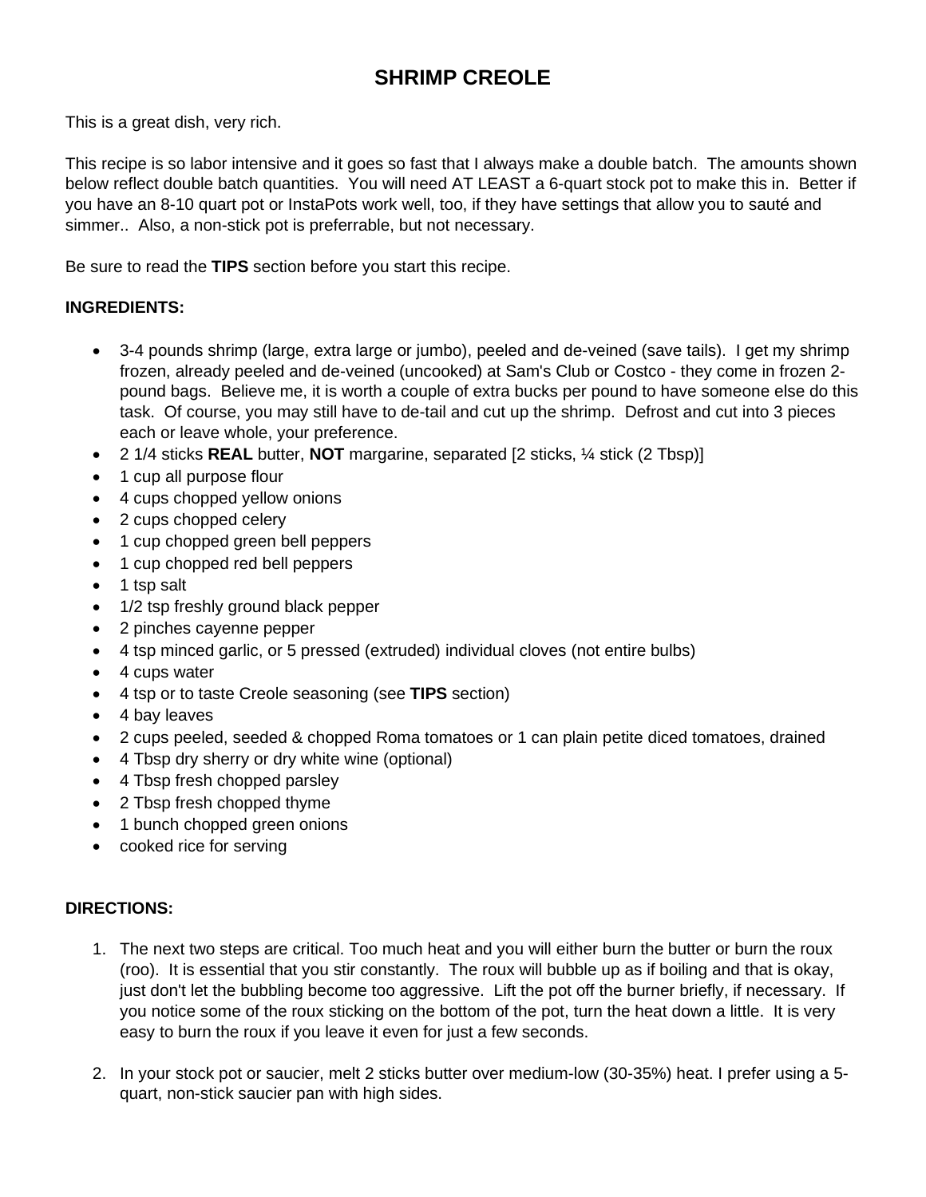# SHRIMP CREOLE

This is a great dish, very rich.

This recipe is so labor intensive and it goes so fast that I always make a double batch. The amounts shown below reflect double batch quantities. You will need AT LEAST a 6-quart stock pot to make this in. Better if you have an 8-10 quart pot or InstaPots work well, too, if they have settings that allow you to sauté and simmer.. Also, a non-stick pot is preferrable, but not necessary.

Be sure to read the **TIPS** section before you start this recipe.

**INGREDIENTS:**

- 3-4 pounds shrimp (large, extra large or jumbo), peeled and de-veined (save tails). I get my shrimp frozen, already peeled and de-veined (uncooked) at Sam's Club or Costco - they come in frozen 2-pound bags. Believe me, it is worth a couple of extra bucks per pound to have someone else do this task. Of course, you may still have to de-tail and cut up the shrimp. Defrost and cut into 3 pieces each or leave whole, your preference.
- 2 1/4 sticks **REAL** butter, **NOT** margarine, separated [2 sticks, ¼ stick (2 Tbsp)]
- 1 cup all purpose flour
- 4 cups chopped yellow onions
- 2 cups chopped celery
- 1 cup chopped green bell peppers
- 1 cup chopped red bell peppers
- 1 tsp salt
- 1/2 tsp freshly ground black pepper
- 2 pinches cayenne pepper
- 4 tsp minced garlic, or 5 pressed (extruded) individual cloves (not entire bulbs)
- 4 cups water
- 4 tsp or to taste Creole seasoning (see **TIPS** section)
- 4 bay leaves
- 2 cups peeled, seeded & chopped Roma tomatoes or 1 can plain petite diced tomatoes, drained
- 4 Tbsp dry sherry or dry white wine (optional)
- 4 Tbsp fresh chopped parsley
- 2 Tbsp fresh chopped thyme
- 1 bunch chopped green onions
- cooked rice for serving

**DIRECTIONS:**

1. The next two steps are critical. Too much heat and you will either burn the butter or burn the roux (roo). It is essential that you stir constantly. The roux will bubble up as if boiling and that is okay, just don't let the bubbling become too aggressive. Lift the pot off the burner briefly, if necessary. If you notice some of the roux sticking on the bottom of the pot, turn the heat down a little. It is very easy to burn the roux if you leave it even for just a few seconds.

2. In your stock pot or saucier, melt 2 sticks butter over medium-low (30-35%) heat. I prefer using a 5-quart, non-stick saucier pan with high sides.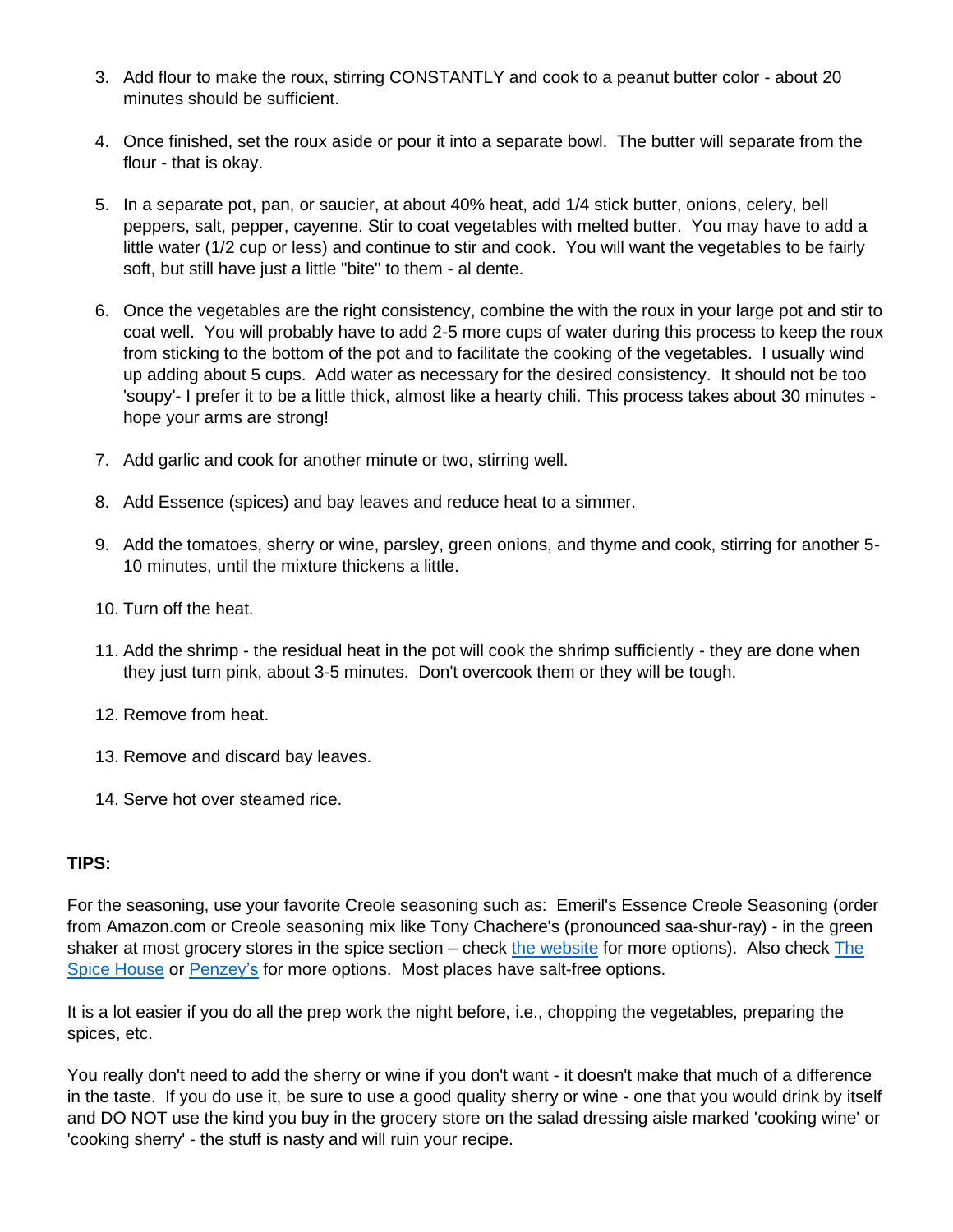3. Add flour to make the roux, stirring CONSTANTLY and cook to a peanut butter color - about 20 minutes should be sufficient.

4. Once finished, set the roux aside or pour it into a separate bowl. The butter will separate from the flour - that is okay.

5. In a separate pot, pan, or saucier, at about 40% heat, add 1/4 stick butter, onions, celery, bell peppers, salt, pepper, cayenne. Stir to coat vegetables with melted butter. You may have to add a little water (1/2 cup or less) and continue to stir and cook. You will want the vegetables to be fairly soft, but still have just a little "bite" to them - al dente.

6. Once the vegetables are the right consistency, combine the with the roux in your large pot and stir to coat well. You will probably have to add 2-5 more cups of water during this process to keep the roux from sticking to the bottom of the pot and to facilitate the cooking of the vegetables. I usually wind up adding about 5 cups. Add water as necessary for the desired consistency. It should not be too 'soupy'- I prefer it to be a little thick, almost like a hearty chili. This process takes about 30 minutes - hope your arms are strong!

7. Add garlic and cook for another minute or two, stirring well.

8. Add Essence (spices) and bay leaves and reduce heat to a simmer.

9. Add the tomatoes, sherry or wine, parsley, green onions, and thyme and cook, stirring for another 5-10 minutes, until the mixture thickens a little.

10. Turn off the heat.

11. Add the shrimp - the residual heat in the pot will cook the shrimp sufficiently - they are done when they just turn pink, about 3-5 minutes. Don't overcook them or they will be tough.

12. Remove from heat.

13. Remove and discard bay leaves.

14. Serve hot over steamed rice.

**TIPS:**

For the seasoning, use your favorite Creole seasoning such as: Emeril's Essence Creole Seasoning (order from Amazon.com or Creole seasoning mix like Tony Chachere's (pronounced saa-shur-ray) - in the green shaker at most grocery stores in the spice section – check the website for more options). Also check The Spice House or Penzey's for more options. Most places have salt-free options.

It is a lot easier if you do all the prep work the night before, i.e., chopping the vegetables, preparing the spices, etc.

You really don't need to add the sherry or wine if you don't want - it doesn't make that much of a difference in the taste. If you do use it, be sure to use a good quality sherry or wine - one that you would drink by itself and DO NOT use the kind you buy in the grocery store on the salad dressing aisle marked 'cooking wine' or 'cooking sherry' - the stuff is nasty and will ruin your recipe.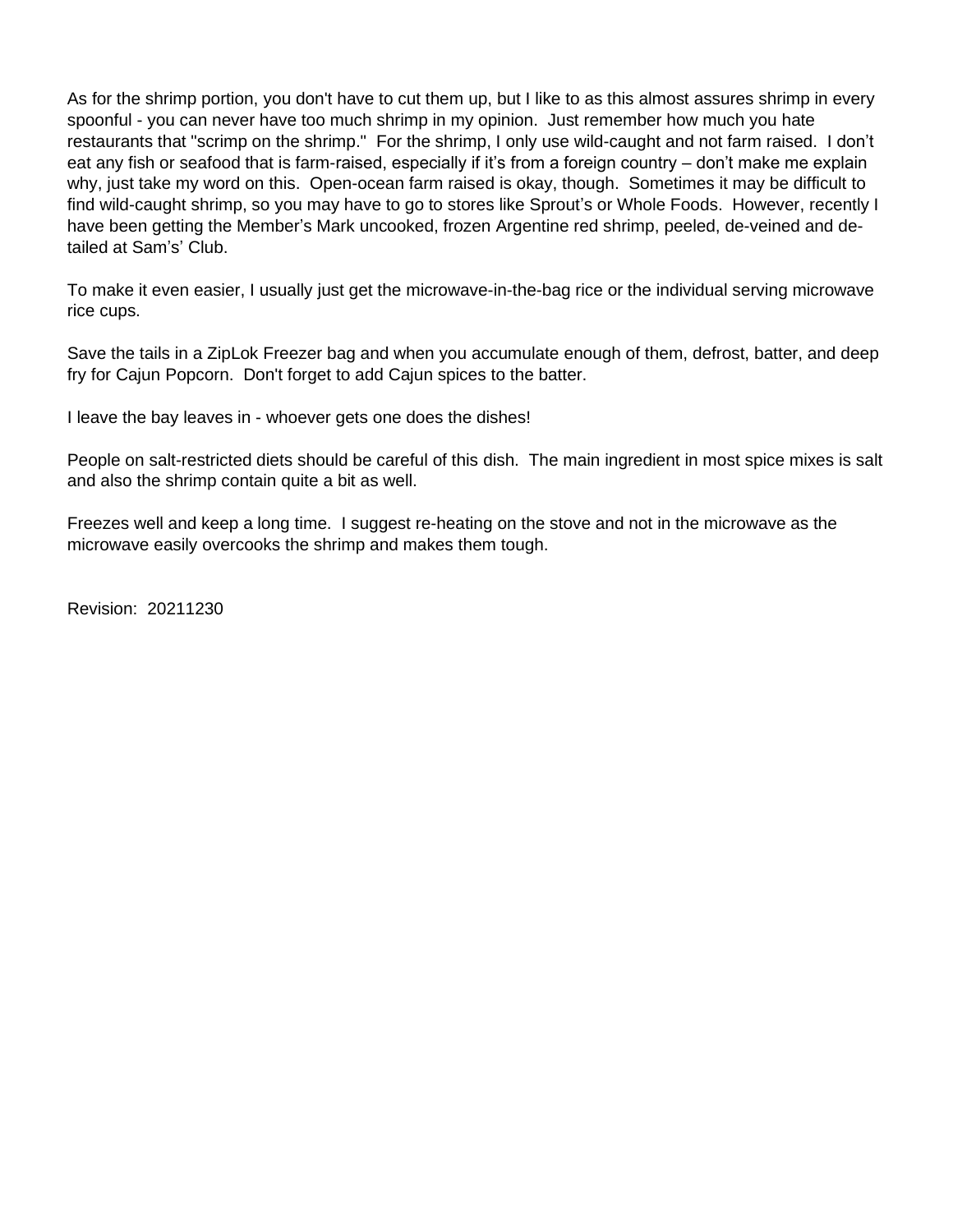As for the shrimp portion, you don't have to cut them up, but I like to as this almost assures shrimp in every spoonful - you can never have too much shrimp in my opinion. Just remember how much you hate restaurants that "scrimp on the shrimp." For the shrimp, I only use wild-caught and not farm raised. I don’t eat any fish or seafood that is farm-raised, especially if it’s from a foreign country – don’t make me explain why, just take my word on this. Open-ocean farm raised is okay, though. Sometimes it may be difficult to find wild-caught shrimp, so you may have to go to stores like Sprout’s or Whole Foods. However, recently I have been getting the Member’s Mark uncooked, frozen Argentine red shrimp, peeled, de-veined and de-tailed at Sam’s’ Club.

To make it even easier, I usually just get the microwave-in-the-bag rice or the individual serving microwave rice cups.

Save the tails in a ZipLok Freezer bag and when you accumulate enough of them, defrost, batter, and deep fry for Cajun Popcorn. Don't forget to add Cajun spices to the batter.

I leave the bay leaves in - whoever gets one does the dishes!

People on salt-restricted diets should be careful of this dish. The main ingredient in most spice mixes is salt and also the shrimp contain quite a bit as well.

Freezes well and keep a long time. I suggest re-heating on the stove and not in the microwave as the microwave easily overcooks the shrimp and makes them tough.

Revision: 20211230